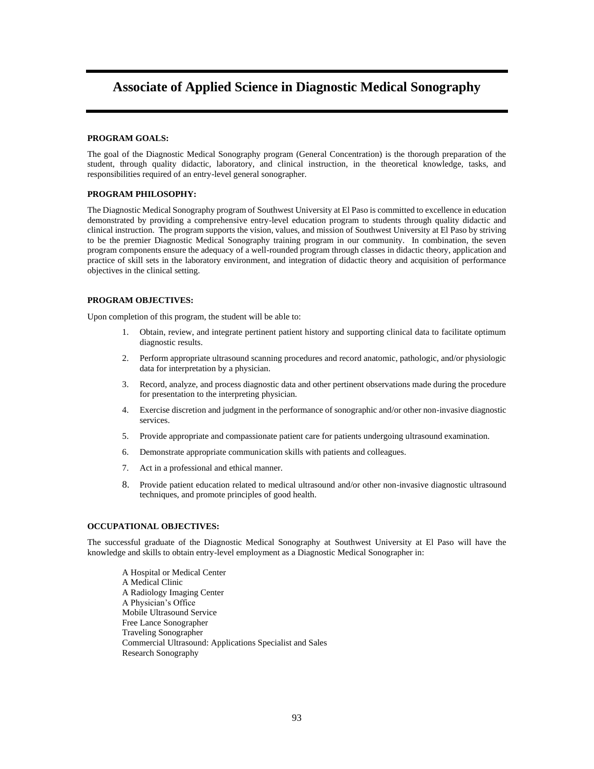# Associate of Applied Science in Diagnostic Medical Sonography

**PROGRAM GOALS:**

The goal of the Diagnostic Medical Sonography program (General Concentration) is the thorough preparation of the student, through quality didactic, laboratory, and clinical instruction, in the theoretical knowledge, tasks, and responsibilities required of an entry-level general sonographer.

**PROGRAM PHILOSOPHY:**

The Diagnostic Medical Sonography program of Southwest University at El Paso is committed to excellence in education demonstrated by providing a comprehensive entry-level education program to students through quality didactic and clinical instruction. The program supports the vision, values, and mission of Southwest University at El Paso by striving to be the premier Diagnostic Medical Sonography training program in our community. In combination, the seven program components ensure the adequacy of a well-rounded program through classes in didactic theory, application and practice of skill sets in the laboratory environment, and integration of didactic theory and acquisition of performance objectives in the clinical setting.

**PROGRAM OBJECTIVES:**

Upon completion of this program, the student will be able to:

1. Obtain, review, and integrate pertinent patient history and supporting clinical data to facilitate optimum diagnostic results.
2. Perform appropriate ultrasound scanning procedures and record anatomic, pathologic, and/or physiologic data for interpretation by a physician.
3. Record, analyze, and process diagnostic data and other pertinent observations made during the procedure for presentation to the interpreting physician.
4. Exercise discretion and judgment in the performance of sonographic and/or other non-invasive diagnostic services.
5. Provide appropriate and compassionate patient care for patients undergoing ultrasound examination.
6. Demonstrate appropriate communication skills with patients and colleagues.
7. Act in a professional and ethical manner.
8. Provide patient education related to medical ultrasound and/or other non-invasive diagnostic ultrasound techniques, and promote principles of good health.

**OCCUPATIONAL OBJECTIVES:**

The successful graduate of the Diagnostic Medical Sonography at Southwest University at El Paso will have the knowledge and skills to obtain entry-level employment as a Diagnostic Medical Sonographer in:

A Hospital or Medical Center
A Medical Clinic
A Radiology Imaging Center
A Physician's Office
Mobile Ultrasound Service
Free Lance Sonographer
Traveling Sonographer
Commercial Ultrasound: Applications Specialist and Sales
Research Sonography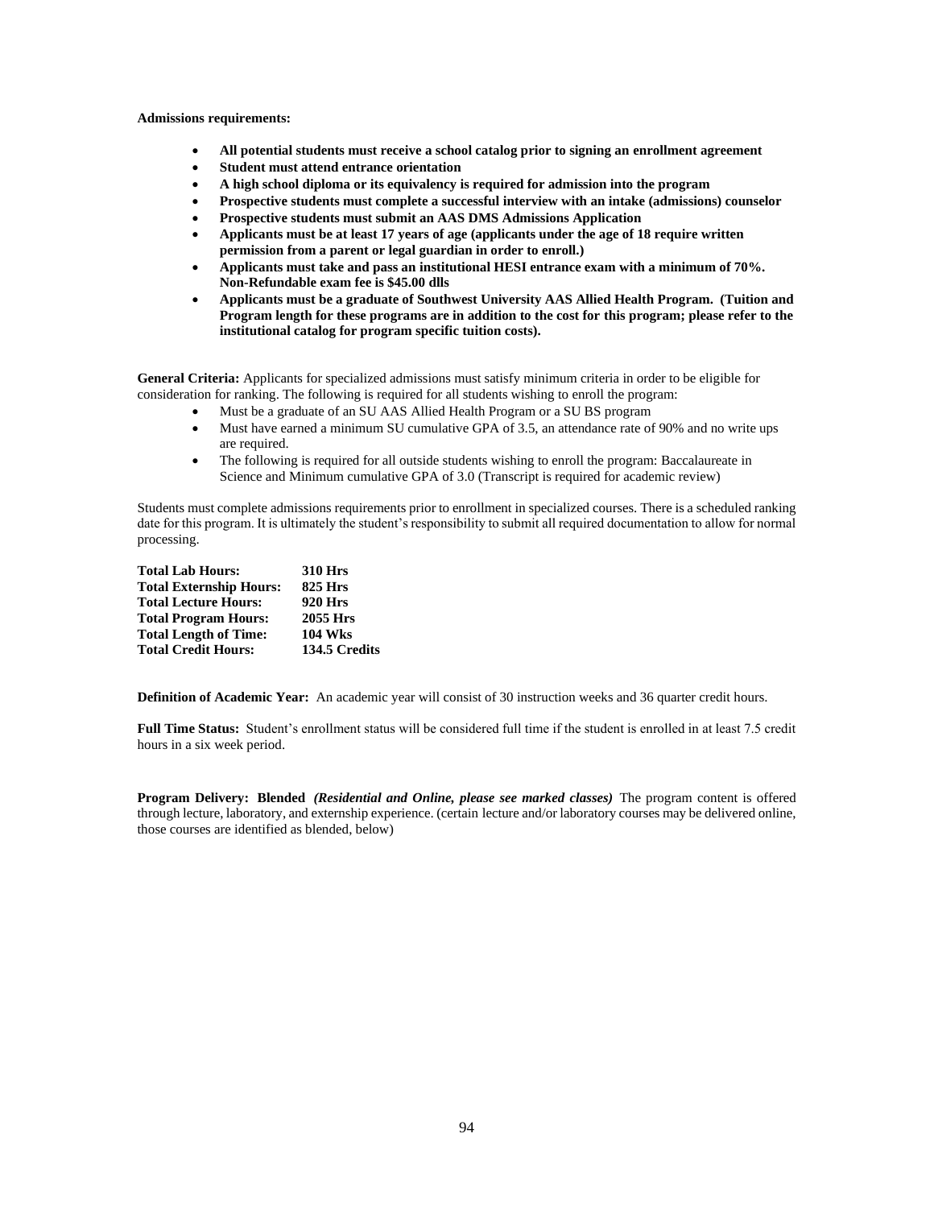**Admissions requirements:**

- **All potential students must receive a school catalog prior to signing an enrollment agreement**
- **Student must attend entrance orientation**
- **A high school diploma or its equivalency is required for admission into the program**
- **Prospective students must complete a successful interview with an intake (admissions) counselor**
- **Prospective students must submit an AAS DMS Admissions Application**
- **Applicants must be at least 17 years of age (applicants under the age of 18 require written permission from a parent or legal guardian in order to enroll.)**
- **Applicants must take and pass an institutional HESI entrance exam with a minimum of 70%. Non-Refundable exam fee is $45.00 dlls**
- **Applicants must be a graduate of Southwest University AAS Allied Health Program. (Tuition and Program length for these programs are in addition to the cost for this program; please refer to the institutional catalog for program specific tuition costs).**

**General Criteria:** Applicants for specialized admissions must satisfy minimum criteria in order to be eligible for consideration for ranking. The following is required for all students wishing to enroll the program:

- Must be a graduate of an SU AAS Allied Health Program or a SU BS program
- Must have earned a minimum SU cumulative GPA of 3.5, an attendance rate of 90% and no write ups are required.
- The following is required for all outside students wishing to enroll the program: Baccalaureate in Science and Minimum cumulative GPA of 3.0 (Transcript is required for academic review)

Students must complete admissions requirements prior to enrollment in specialized courses. There is a scheduled ranking date for this program. It is ultimately the student's responsibility to submit all required documentation to allow for normal processing.

| | |
|---|---|
| **Total Lab Hours:** | **310 Hrs** |
| **Total Externship Hours:** | **825 Hrs** |
| **Total Lecture Hours:** | **920 Hrs** |
| **Total Program Hours:** | **2055 Hrs** |
| **Total Length of Time:** | **104 Wks** |
| **Total Credit Hours:** | **134.5 Credits** |

**Definition of Academic Year:** An academic year will consist of 30 instruction weeks and 36 quarter credit hours.

**Full Time Status:** Student's enrollment status will be considered full time if the student is enrolled in at least 7.5 credit hours in a six week period.

**Program Delivery: Blended** ***(Residential and Online, please see marked classes)*** The program content is offered through lecture, laboratory, and externship experience. (certain lecture and/or laboratory courses may be delivered online, those courses are identified as blended, below)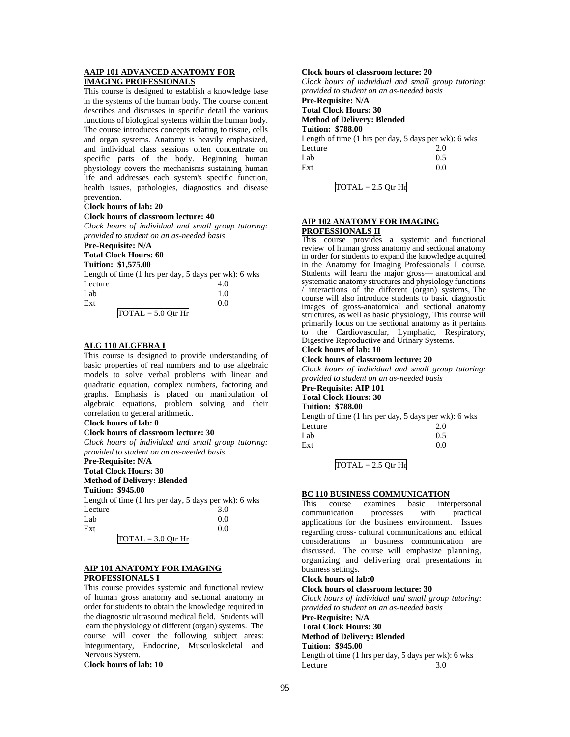## AAIP 101 ADVANCED ANATOMY FOR IMAGING PROFESSIONALS

This course is designed to establish a knowledge base in the systems of the human body. The course content describes and discusses in specific detail the various functions of biological systems within the human body. The course introduces concepts relating to tissue, cells and organ systems. Anatomy is heavily emphasized, and individual class sessions often concentrate on specific parts of the body. Beginning human physiology covers the mechanisms sustaining human life and addresses each system's specific function, health issues, pathologies, diagnostics and disease prevention.

**Clock hours of lab: 20**
**Clock hours of classroom lecture: 40**
*Clock hours of individual and small group tutoring: provided to student on an as-needed basis*
**Pre-Requisite: N/A**
**Total Clock Hours: 60**
**Tuition: $1,575.00**
Length of time (1 hrs per day, 5 days per wk): 6 wks

| | |
|---|---|
| Lecture | 4.0 |
| Lab | 1.0 |
| Ext | 0.0 |

TOTAL = 5.0 Qtr Hr

## ALG 110 ALGEBRA I

This course is designed to provide understanding of basic properties of real numbers and to use algebraic models to solve verbal problems with linear and quadratic equation, complex numbers, factoring and graphs. Emphasis is placed on manipulation of algebraic equations, problem solving and their correlation to general arithmetic.

**Clock hours of lab: 0**
**Clock hours of classroom lecture: 30**
*Clock hours of individual and small group tutoring: provided to student on an as-needed basis*
**Pre-Requisite: N/A**
**Total Clock Hours: 30**
**Method of Delivery: Blended**
**Tuition: $945.00**
Length of time (1 hrs per day, 5 days per wk): 6 wks

| | |
|---|---|
| Lecture | 3.0 |
| Lab | 0.0 |
| Ext | 0.0 |

TOTAL = 3.0 Qtr Hr

## AIP 101 ANATOMY FOR IMAGING PROFESSIONALS I

This course provides systemic and functional review of human gross anatomy and sectional anatomy in order for students to obtain the knowledge required in the diagnostic ultrasound medical field. Students will learn the physiology of different (organ) systems. The course will cover the following subject areas: Integumentary, Endocrine, Musculoskeletal and Nervous System.

**Clock hours of lab: 10**
**Clock hours of classroom lecture: 20**
*Clock hours of individual and small group tutoring: provided to student on an as-needed basis*
**Pre-Requisite: N/A**
**Total Clock Hours: 30**
**Method of Delivery: Blended**
**Tuition: $788.00**
Length of time (1 hrs per day, 5 days per wk): 6 wks

| | |
|---|---|
| Lecture | 2.0 |
| Lab | 0.5 |
| Ext | 0.0 |

TOTAL = 2.5 Qtr Hr

## AIP 102 ANATOMY FOR IMAGING PROFESSIONALS II

This course provides a systemic and functional review of human gross anatomy and sectional anatomy in order for students to expand the knowledge acquired in the Anatomy for Imaging Professionals I course. Students will learn the major gross— anatomical and systematic anatomy structures and physiology functions / interactions of the different (organ) systems, The course will also introduce students to basic diagnostic images of gross-anatomical and sectional anatomy structures, as well as basic physiology, This course will primarily focus on the sectional anatomy as it pertains to the Cardiovascular, Lymphatic, Respiratory, Digestive Reproductive and Urinary Systems.

**Clock hours of lab: 10**
**Clock hours of classroom lecture: 20**
*Clock hours of individual and small group tutoring: provided to student on an as-needed basis*
**Pre-Requisite: AIP 101**
**Total Clock Hours: 30**
**Tuition: $788.00**
Length of time (1 hrs per day, 5 days per wk): 6 wks

| | |
|---|---|
| Lecture | 2.0 |
| Lab | 0.5 |
| Ext | 0.0 |

TOTAL = 2.5 Qtr Hr

## BC 110 BUSINESS COMMUNICATION

This course examines basic interpersonal communication processes with practical applications for the business environment. Issues regarding cross- cultural communications and ethical considerations in business communication are discussed. The course will emphasize planning, organizing and delivering oral presentations in business settings.

**Clock hours of lab:0**
**Clock hours of classroom lecture: 30**
*Clock hours of individual and small group tutoring: provided to student on an as-needed basis*
**Pre-Requisite: N/A**
**Total Clock Hours: 30**
**Method of Delivery: Blended**
**Tuition: $945.00**
Length of time (1 hrs per day, 5 days per wk): 6 wks

| | |
|---|---|
| Lecture | 3.0 |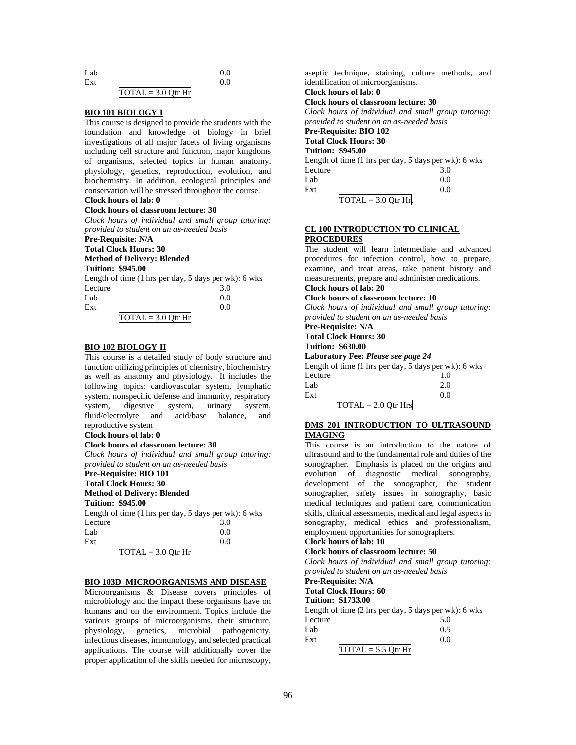| | |
|---|---|
| Lab | 0.0 |
| Ext | 0.0 |

TOTAL = 3.0 Qtr Hr

## BIO 101 BIOLOGY I

This course is designed to provide the students with the foundation and knowledge of biology in brief investigations of all major facets of living organisms including cell structure and function, major kingdoms of organisms, selected topics in human anatomy, physiology, genetics, reproduction, evolution, and biochemistry. In addition, ecological principles and conservation will be stressed throughout the course.

**Clock hours of lab: 0**
**Clock hours of classroom lecture: 30**
*Clock hours of individual and small group tutoring: provided to student on an as-needed basis*
**Pre-Requisite: N/A**
**Total Clock Hours: 30**
**Method of Delivery: Blended**
**Tuition: $945.00**

Length of time (1 hrs per day, 5 days per wk): 6 wks

| | |
|---|---|
| Lecture | 3.0 |
| Lab | 0.0 |
| Ext | 0.0 |

TOTAL = 3.0 Qtr Hr

## BIO 102 BIOLOGY II

This course is a detailed study of body structure and function utilizing principles of chemistry, biochemistry as well as anatomy and physiology. It includes the following topics: cardiovascular system, lymphatic system, nonspecific defense and immunity, respiratory system, digestive system, urinary system, fluid/electrolyte and acid/base balance, and reproductive system

**Clock hours of lab: 0**
**Clock hours of classroom lecture: 30**
*Clock hours of individual and small group tutoring: provided to student on an as-needed basis*
**Pre-Requisite: BIO 101**
**Total Clock Hours: 30**
**Method of Delivery: Blended**
**Tuition: $945.00**

Length of time (1 hrs per day, 5 days per wk): 6 wks

| | |
|---|---|
| Lecture | 3.0 |
| Lab | 0.0 |
| Ext | 0.0 |

TOTAL = 3.0 Qtr Hr

## BIO 103D MICROORGANISMS AND DISEASE

Microorganisms & Disease covers principles of microbiology and the impact these organisms have on humans and on the environment. Topics include the various groups of microorganisms, their structure, physiology, genetics, microbial pathogenicity, infectious diseases, immunology, and selected practical applications. The course will additionally cover the proper application of the skills needed for microscopy, aseptic technique, staining, culture methods, and identification of microorganisms.

**Clock hours of lab: 0**
**Clock hours of classroom lecture: 30**
*Clock hours of individual and small group tutoring: provided to student on an as-needed basis*
**Pre-Requisite: BIO 102**
**Total Clock Hours: 30**
**Tuition: $945.00**

Length of time (1 hrs per day, 5 days per wk): 6 wks

| | |
|---|---|
| Lecture | 3.0 |
| Lab | 0.0 |
| Ext | 0.0 |

TOTAL = 3.0 Qtr Hr.

## CL 100 INTRODUCTION TO CLINICAL PROCEDURES

The student will learn intermediate and advanced procedures for infection control, how to prepare, examine, and treat areas, take patient history and measurements, prepare and administer medications.

**Clock hours of lab: 20**
**Clock hours of classroom lecture: 10**
*Clock hours of individual and small group tutoring: provided to student on an as-needed basis*
**Pre-Requisite: N/A**
**Total Clock Hours: 30**
**Tuition: $630.00**
**Laboratory Fee:** ***Please see page 24***

Length of time (1 hrs per day, 5 days per wk): 6 wks

| | |
|---|---|
| Lecture | 1.0 |
| Lab | 2.0 |
| Ext | 0.0 |

TOTAL = 2.0 Qtr Hrs

## DMS 201 INTRODUCTION TO ULTRASOUND IMAGING

This course is an introduction to the nature of ultrasound and to the fundamental role and duties of the sonographer. Emphasis is placed on the origins and evolution of diagnostic medical sonography, development of the sonographer, the student sonographer, safety issues in sonography, basic medical techniques and patient care, communication skills, clinical assessments, medical and legal aspects in sonography, medical ethics and professionalism, employment opportunities for sonographers.

**Clock hours of lab: 10**
**Clock hours of classroom lecture: 50**
*Clock hours of individual and small group tutoring: provided to student on an as-needed basis*
**Pre-Requisite: N/A**
**Total Clock Hours: 60**
**Tuition: $1733.00**

Length of time (2 hrs per day, 5 days per wk): 6 wks

| | |
|---|---|
| Lecture | 5.0 |
| Lab | 0.5 |
| Ext | 0.0 |

TOTAL = 5.5 Qtr Hr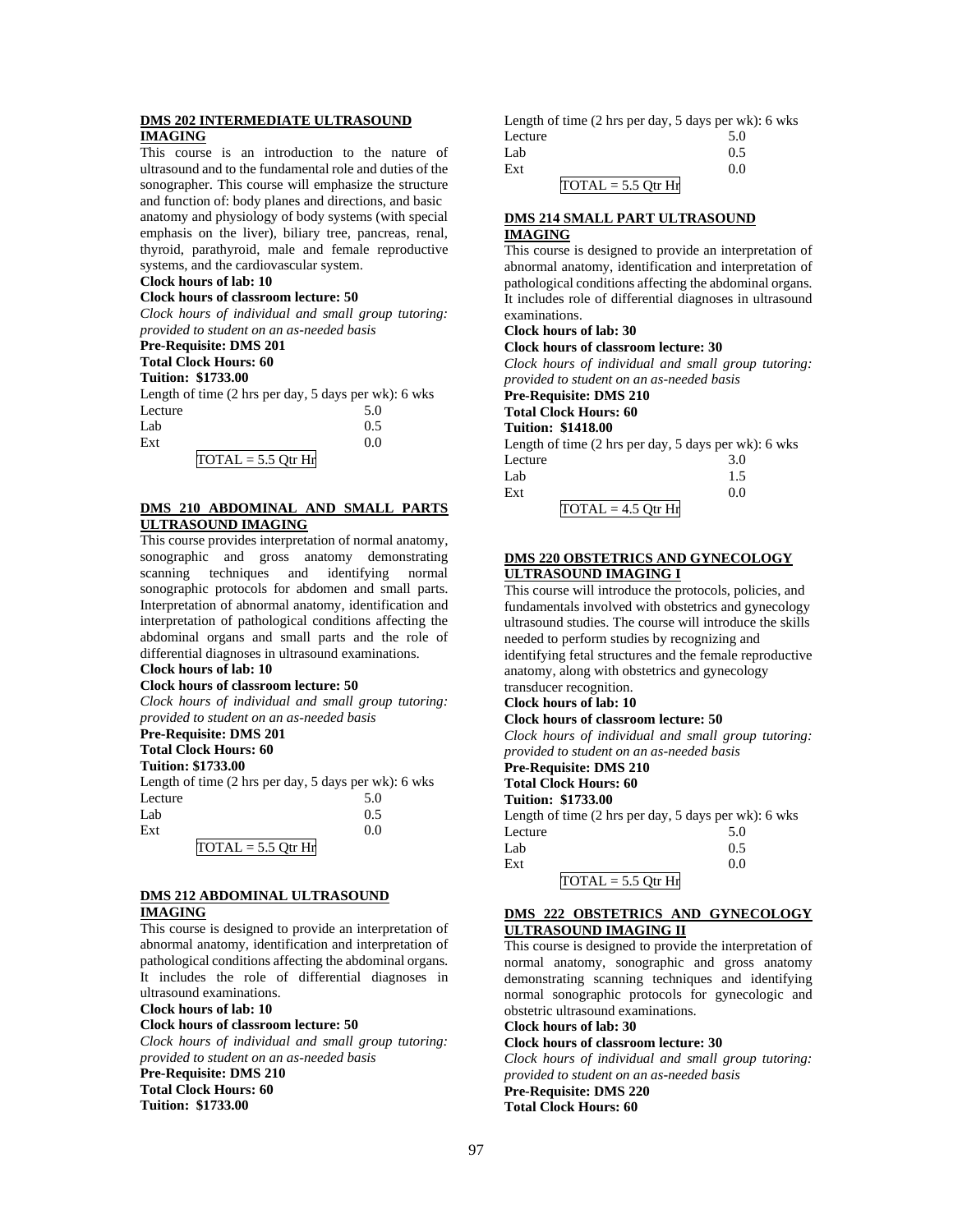## DMS 202 INTERMEDIATE ULTRASOUND IMAGING

This course is an introduction to the nature of ultrasound and to the fundamental role and duties of the sonographer. This course will emphasize the structure and function of: body planes and directions, and basic anatomy and physiology of body systems (with special emphasis on the liver), biliary tree, pancreas, renal, thyroid, parathyroid, male and female reproductive systems, and the cardiovascular system.

**Clock hours of lab: 10**
**Clock hours of classroom lecture: 50**
*Clock hours of individual and small group tutoring: provided to student on an as-needed basis*
**Pre-Requisite: DMS 201**
**Total Clock Hours: 60**
**Tuition: $1733.00**

Length of time (2 hrs per day, 5 days per wk): 6 wks

| | |
|---|---|
| Lecture | 5.0 |
| Lab | 0.5 |
| Ext | 0.0 |

TOTAL = 5.5 Qtr Hr

## DMS 210 ABDOMINAL AND SMALL PARTS ULTRASOUND IMAGING

This course provides interpretation of normal anatomy, sonographic and gross anatomy demonstrating scanning techniques and identifying normal sonographic protocols for abdomen and small parts. Interpretation of abnormal anatomy, identification and interpretation of pathological conditions affecting the abdominal organs and small parts and the role of differential diagnoses in ultrasound examinations.

**Clock hours of lab: 10**
**Clock hours of classroom lecture: 50**
*Clock hours of individual and small group tutoring: provided to student on an as-needed basis*
**Pre-Requisite: DMS 201**
**Total Clock Hours: 60**
**Tuition: $1733.00**

Length of time (2 hrs per day, 5 days per wk): 6 wks

| | |
|---|---|
| Lecture | 5.0 |
| Lab | 0.5 |
| Ext | 0.0 |

TOTAL = 5.5 Qtr Hr

## DMS 212 ABDOMINAL ULTRASOUND IMAGING

This course is designed to provide an interpretation of abnormal anatomy, identification and interpretation of pathological conditions affecting the abdominal organs. It includes the role of differential diagnoses in ultrasound examinations.

**Clock hours of lab: 10**
**Clock hours of classroom lecture: 50**
*Clock hours of individual and small group tutoring: provided to student on an as-needed basis*
**Pre-Requisite: DMS 210**
**Total Clock Hours: 60**
**Tuition: $1733.00**

Length of time (2 hrs per day, 5 days per wk): 6 wks

| | |
|---|---|
| Lecture | 5.0 |
| Lab | 0.5 |
| Ext | 0.0 |

TOTAL = 5.5 Qtr Hr

## DMS 214 SMALL PART ULTRASOUND IMAGING

This course is designed to provide an interpretation of abnormal anatomy, identification and interpretation of pathological conditions affecting the abdominal organs. It includes role of differential diagnoses in ultrasound examinations.

**Clock hours of lab: 30**
**Clock hours of classroom lecture: 30**
*Clock hours of individual and small group tutoring: provided to student on an as-needed basis*
**Pre-Requisite: DMS 210**
**Total Clock Hours: 60**
**Tuition: $1418.00**

Length of time (2 hrs per day, 5 days per wk): 6 wks

| | |
|---|---|
| Lecture | 3.0 |
| Lab | 1.5 |
| Ext | 0.0 |

TOTAL = 4.5 Qtr Hr

## DMS 220 OBSTETRICS AND GYNECOLOGY ULTRASOUND IMAGING I

This course will introduce the protocols, policies, and fundamentals involved with obstetrics and gynecology ultrasound studies. The course will introduce the skills needed to perform studies by recognizing and identifying fetal structures and the female reproductive anatomy, along with obstetrics and gynecology transducer recognition.

**Clock hours of lab: 10**
**Clock hours of classroom lecture: 50**
*Clock hours of individual and small group tutoring: provided to student on an as-needed basis*
**Pre-Requisite: DMS 210**
**Total Clock Hours: 60**
**Tuition: $1733.00**

Length of time (2 hrs per day, 5 days per wk): 6 wks

| | |
|---|---|
| Lecture | 5.0 |
| Lab | 0.5 |
| Ext | 0.0 |

TOTAL = 5.5 Qtr Hr

## DMS 222 OBSTETRICS AND GYNECOLOGY ULTRASOUND IMAGING II

This course is designed to provide the interpretation of normal anatomy, sonographic and gross anatomy demonstrating scanning techniques and identifying normal sonographic protocols for gynecologic and obstetric ultrasound examinations.

**Clock hours of lab: 30**
**Clock hours of classroom lecture: 30**
*Clock hours of individual and small group tutoring: provided to student on an as-needed basis*
**Pre-Requisite: DMS 220**
**Total Clock Hours: 60**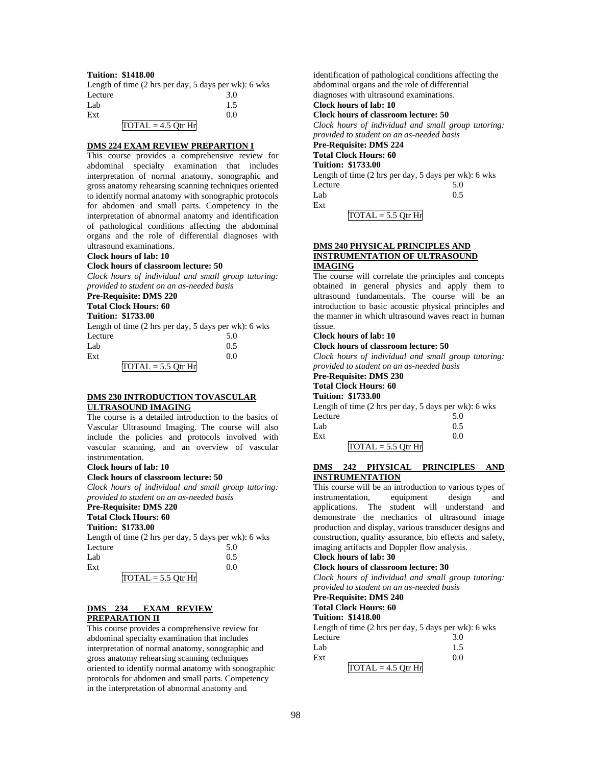**Tuition: $1418.00**

Length of time (2 hrs per day, 5 days per wk): 6 wks

| | |
|---|---|
| Lecture | 3.0 |
| Lab | 1.5 |
| Ext | 0.0 |
| TOTAL = 4.5 Qtr Hr | |

## DMS 224 EXAM REVIEW PREPARTION I

This course provides a comprehensive review for abdominal specialty examination that includes interpretation of normal anatomy, sonographic and gross anatomy rehearsing scanning techniques oriented to identify normal anatomy with sonographic protocols for abdomen and small parts. Competency in the interpretation of abnormal anatomy and identification of pathological conditions affecting the abdominal organs and the role of differential diagnoses with ultrasound examinations.

**Clock hours of lab: 10**

**Clock hours of classroom lecture: 50**

*Clock hours of individual and small group tutoring: provided to student on an as-needed basis*

**Pre-Requisite: DMS 220**

**Total Clock Hours: 60**

**Tuition: $1733.00**

Length of time (2 hrs per day, 5 days per wk): 6 wks

| | |
|---|---|
| Lecture | 5.0 |
| Lab | 0.5 |
| Ext | 0.0 |
| TOTAL = 5.5 Qtr Hr | |

## DMS 230 INTRODUCTION TOVASCULAR ULTRASOUND IMAGING

The course is a detailed introduction to the basics of Vascular Ultrasound Imaging. The course will also include the policies and protocols involved with vascular scanning, and an overview of vascular instrumentation.

**Clock hours of lab: 10**

**Clock hours of classroom lecture: 50**

*Clock hours of individual and small group tutoring: provided to student on an as-needed basis*

**Pre-Requisite: DMS 220**

**Total Clock Hours: 60**

**Tuition: $1733.00**

Length of time (2 hrs per day, 5 days per wk): 6 wks

| | |
|---|---|
| Lecture | 5.0 |
| Lab | 0.5 |
| Ext | 0.0 |
| TOTAL = 5.5 Qtr Hr | |

## DMS 234 EXAM REVIEW PREPARATION II

This course provides a comprehensive review for abdominal specialty examination that includes interpretation of normal anatomy, sonographic and gross anatomy rehearsing scanning techniques oriented to identify normal anatomy with sonographic protocols for abdomen and small parts. Competency in the interpretation of abnormal anatomy and identification of pathological conditions affecting the abdominal organs and the role of differential diagnoses with ultrasound examinations.

**Clock hours of lab: 10**

**Clock hours of classroom lecture: 50**

*Clock hours of individual and small group tutoring: provided to student on an as-needed basis*

**Pre-Requisite: DMS 224**

**Total Clock Hours: 60**

**Tuition: $1733.00**

Length of time (2 hrs per day, 5 days per wk): 6 wks

| | |
|---|---|
| Lecture | 5.0 |
| Lab | 0.5 |
| Ext | |
| TOTAL = 5.5 Qtr Hr | |

## DMS 240 PHYSICAL PRINCIPLES AND INSTRUMENTATION OF ULTRASOUND IMAGING

The course will correlate the principles and concepts obtained in general physics and apply them to ultrasound fundamentals. The course will be an introduction to basic acoustic physical principles and the manner in which ultrasound waves react in human tissue.

**Clock hours of lab: 10**

**Clock hours of classroom lecture: 50**

*Clock hours of individual and small group tutoring: provided to student on an as-needed basis*

**Pre-Requisite: DMS 230**

**Total Clock Hours: 60**

**Tuition: $1733.00**

Length of time (2 hrs per day, 5 days per wk): 6 wks

| | |
|---|---|
| Lecture | 5.0 |
| Lab | 0.5 |
| Ext | 0.0 |
| TOTAL = 5.5 Qtr Hr | |

## DMS 242 PHYSICAL PRINCIPLES AND INSTRUMENTATION

This course will be an introduction to various types of instrumentation, equipment design and applications. The student will understand and demonstrate the mechanics of ultrasound image production and display, various transducer designs and construction, quality assurance, bio effects and safety, imaging artifacts and Doppler flow analysis.

**Clock hours of lab: 30**

**Clock hours of classroom lecture: 30**

*Clock hours of individual and small group tutoring: provided to student on an as-needed basis*

**Pre-Requisite: DMS 240**

**Total Clock Hours: 60**

**Tuition: $1418.00**

Length of time (2 hrs per day, 5 days per wk): 6 wks

| | |
|---|---|
| Lecture | 3.0 |
| Lab | 1.5 |
| Ext | 0.0 |
| TOTAL = 4.5 Qtr Hr | |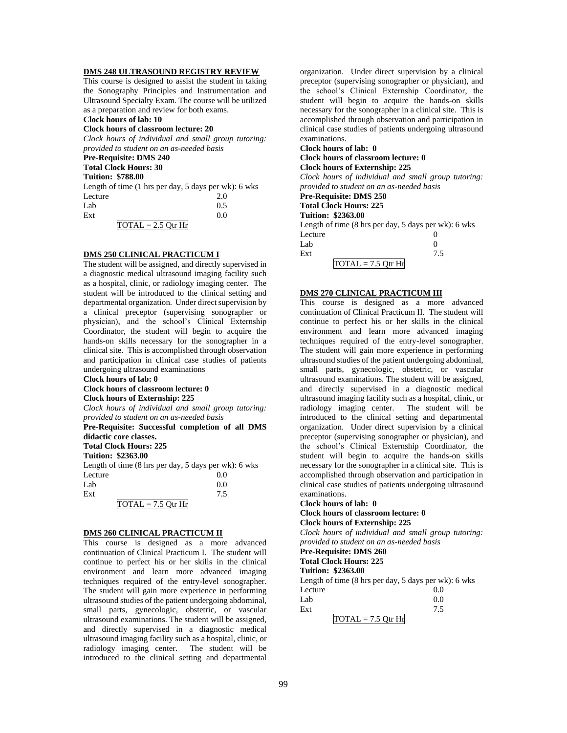## DMS 248 ULTRASOUND REGISTRY REVIEW

This course is designed to assist the student in taking the Sonography Principles and Instrumentation and Ultrasound Specialty Exam. The course will be utilized as a preparation and review for both exams.

**Clock hours of lab: 10**

**Clock hours of classroom lecture: 20**

*Clock hours of individual and small group tutoring: provided to student on an as-needed basis*

**Pre-Requisite: DMS 240**

**Total Clock Hours: 30**

**Tuition: $788.00**

Length of time (1 hrs per day, 5 days per wk): 6 wks

| | |
|---|---|
| Lecture | 2.0 |
| Lab | 0.5 |
| Ext | 0.0 |

TOTAL = 2.5 Qtr Hr

## DMS 250 CLINICAL PRACTICUM I

The student will be assigned, and directly supervised in a diagnostic medical ultrasound imaging facility such as a hospital, clinic, or radiology imaging center. The student will be introduced to the clinical setting and departmental organization. Under direct supervision by a clinical preceptor (supervising sonographer or physician), and the school's Clinical Externship Coordinator, the student will begin to acquire the hands-on skills necessary for the sonographer in a clinical site. This is accomplished through observation and participation in clinical case studies of patients undergoing ultrasound examinations

**Clock hours of lab: 0**

**Clock hours of classroom lecture: 0**

**Clock hours of Externship: 225**

*Clock hours of individual and small group tutoring: provided to student on an as-needed basis*

**Pre-Requisite: Successful completion of all DMS didactic core classes.**

**Total Clock Hours: 225**

**Tuition: $2363.00**

Length of time (8 hrs per day, 5 days per wk): 6 wks

| | |
|---|---|
| Lecture | 0.0 |
| Lab | 0.0 |
| Ext | 7.5 |

TOTAL = 7.5 Qtr Hr

## DMS 260 CLINICAL PRACTICUM II

This course is designed as a more advanced continuation of Clinical Practicum I. The student will continue to perfect his or her skills in the clinical environment and learn more advanced imaging techniques required of the entry-level sonographer. The student will gain more experience in performing ultrasound studies of the patient undergoing abdominal, small parts, gynecologic, obstetric, or vascular ultrasound examinations. The student will be assigned, and directly supervised in a diagnostic medical ultrasound imaging facility such as a hospital, clinic, or radiology imaging center. The student will be introduced to the clinical setting and departmental organization. Under direct supervision by a clinical preceptor (supervising sonographer or physician), and the school's Clinical Externship Coordinator, the student will begin to acquire the hands-on skills necessary for the sonographer in a clinical site. This is accomplished through observation and participation in clinical case studies of patients undergoing ultrasound examinations.

**Clock hours of lab: 0**

**Clock hours of classroom lecture: 0**

**Clock hours of Externship: 225**

*Clock hours of individual and small group tutoring: provided to student on an as-needed basis*

**Pre-Requisite: DMS 250**

**Total Clock Hours: 225**

**Tuition: $2363.00**

Length of time (8 hrs per day, 5 days per wk): 6 wks

| | |
|---|---|
| Lecture | 0 |
| Lab | 0 |
| Ext | 7.5 |

TOTAL = 7.5 Qtr Hr

## DMS 270 CLINICAL PRACTICUM III

This course is designed as a more advanced continuation of Clinical Practicum II. The student will continue to perfect his or her skills in the clinical environment and learn more advanced imaging techniques required of the entry-level sonographer. The student will gain more experience in performing ultrasound studies of the patient undergoing abdominal, small parts, gynecologic, obstetric, or vascular ultrasound examinations. The student will be assigned, and directly supervised in a diagnostic medical ultrasound imaging facility such as a hospital, clinic, or radiology imaging center. The student will be introduced to the clinical setting and departmental organization. Under direct supervision by a clinical preceptor (supervising sonographer or physician), and the school's Clinical Externship Coordinator, the student will begin to acquire the hands-on skills necessary for the sonographer in a clinical site. This is accomplished through observation and participation in clinical case studies of patients undergoing ultrasound examinations.

**Clock hours of lab: 0**

**Clock hours of classroom lecture: 0**

**Clock hours of Externship: 225**

*Clock hours of individual and small group tutoring: provided to student on an as-needed basis*

**Pre-Requisite: DMS 260**

**Total Clock Hours: 225**

**Tuition: $2363.00**

Length of time (8 hrs per day, 5 days per wk): 6 wks

| | |
|---|---|
| Lecture | 0.0 |
| Lab | 0.0 |
| Ext | 7.5 |

TOTAL = 7.5 Qtr Hr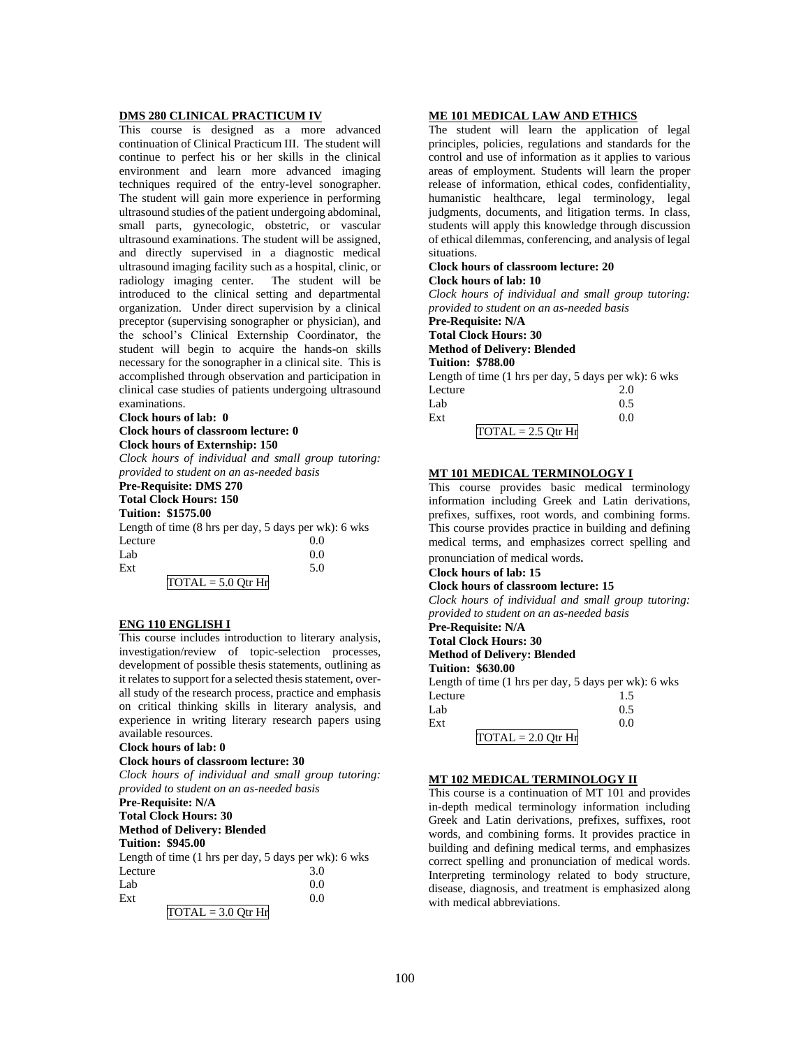**DMS 280 CLINICAL PRACTICUM IV**

This course is designed as a more advanced continuation of Clinical Practicum III. The student will continue to perfect his or her skills in the clinical environment and learn more advanced imaging techniques required of the entry-level sonographer. The student will gain more experience in performing ultrasound studies of the patient undergoing abdominal, small parts, gynecologic, obstetric, or vascular ultrasound examinations. The student will be assigned, and directly supervised in a diagnostic medical ultrasound imaging facility such as a hospital, clinic, or radiology imaging center. The student will be introduced to the clinical setting and departmental organization. Under direct supervision by a clinical preceptor (supervising sonographer or physician), and the school's Clinical Externship Coordinator, the student will begin to acquire the hands-on skills necessary for the sonographer in a clinical site. This is accomplished through observation and participation in clinical case studies of patients undergoing ultrasound examinations.

**Clock hours of lab: 0**
**Clock hours of classroom lecture: 0**
**Clock hours of Externship: 150**
*Clock hours of individual and small group tutoring: provided to student on an as-needed basis*
**Pre-Requisite: DMS 270**
**Total Clock Hours: 150**
**Tuition: $1575.00**

Length of time (8 hrs per day, 5 days per wk): 6 wks

| | |
|---|---|
| Lecture | 0.0 |
| Lab | 0.0 |
| Ext | 5.0 |
| TOTAL = 5.0 Qtr Hr | |

**ENG 110 ENGLISH I**

This course includes introduction to literary analysis, investigation/review of topic-selection processes, development of possible thesis statements, outlining as it relates to support for a selected thesis statement, over-all study of the research process, practice and emphasis on critical thinking skills in literary analysis, and experience in writing literary research papers using available resources.

**Clock hours of lab: 0**
**Clock hours of classroom lecture: 30**
*Clock hours of individual and small group tutoring: provided to student on an as-needed basis*
**Pre-Requisite: N/A**
**Total Clock Hours: 30**
**Method of Delivery: Blended**
**Tuition: $945.00**

Length of time (1 hrs per day, 5 days per wk): 6 wks

| | |
|---|---|
| Lecture | 3.0 |
| Lab | 0.0 |
| Ext | 0.0 |
| TOTAL = 3.0 Qtr Hr | |

**ME 101 MEDICAL LAW AND ETHICS**

The student will learn the application of legal principles, policies, regulations and standards for the control and use of information as it applies to various areas of employment. Students will learn the proper release of information, ethical codes, confidentiality, humanistic healthcare, legal terminology, legal judgments, documents, and litigation terms. In class, students will apply this knowledge through discussion of ethical dilemmas, conferencing, and analysis of legal situations.

**Clock hours of classroom lecture: 20**
**Clock hours of lab: 10**
*Clock hours of individual and small group tutoring: provided to student on an as-needed basis*
**Pre-Requisite: N/A**
**Total Clock Hours: 30**
**Method of Delivery: Blended**
**Tuition: $788.00**

Length of time (1 hrs per day, 5 days per wk): 6 wks

| | |
|---|---|
| Lecture | 2.0 |
| Lab | 0.5 |
| Ext | 0.0 |
| TOTAL = 2.5 Qtr Hr | |

**MT 101 MEDICAL TERMINOLOGY I**

This course provides basic medical terminology information including Greek and Latin derivations, prefixes, suffixes, root words, and combining forms. This course provides practice in building and defining medical terms, and emphasizes correct spelling and pronunciation of medical words.

**Clock hours of lab: 15**
**Clock hours of classroom lecture: 15**
*Clock hours of individual and small group tutoring: provided to student on an as-needed basis*
**Pre-Requisite: N/A**
**Total Clock Hours: 30**
**Method of Delivery: Blended**
**Tuition: $630.00**

Length of time (1 hrs per day, 5 days per wk): 6 wks

| | |
|---|---|
| Lecture | 1.5 |
| Lab | 0.5 |
| Ext | 0.0 |
| TOTAL = 2.0 Qtr Hr | |

**MT 102 MEDICAL TERMINOLOGY II**

This course is a continuation of MT 101 and provides in-depth medical terminology information including Greek and Latin derivations, prefixes, suffixes, root words, and combining forms. It provides practice in building and defining medical terms, and emphasizes correct spelling and pronunciation of medical words. Interpreting terminology related to body structure, disease, diagnosis, and treatment is emphasized along with medical abbreviations.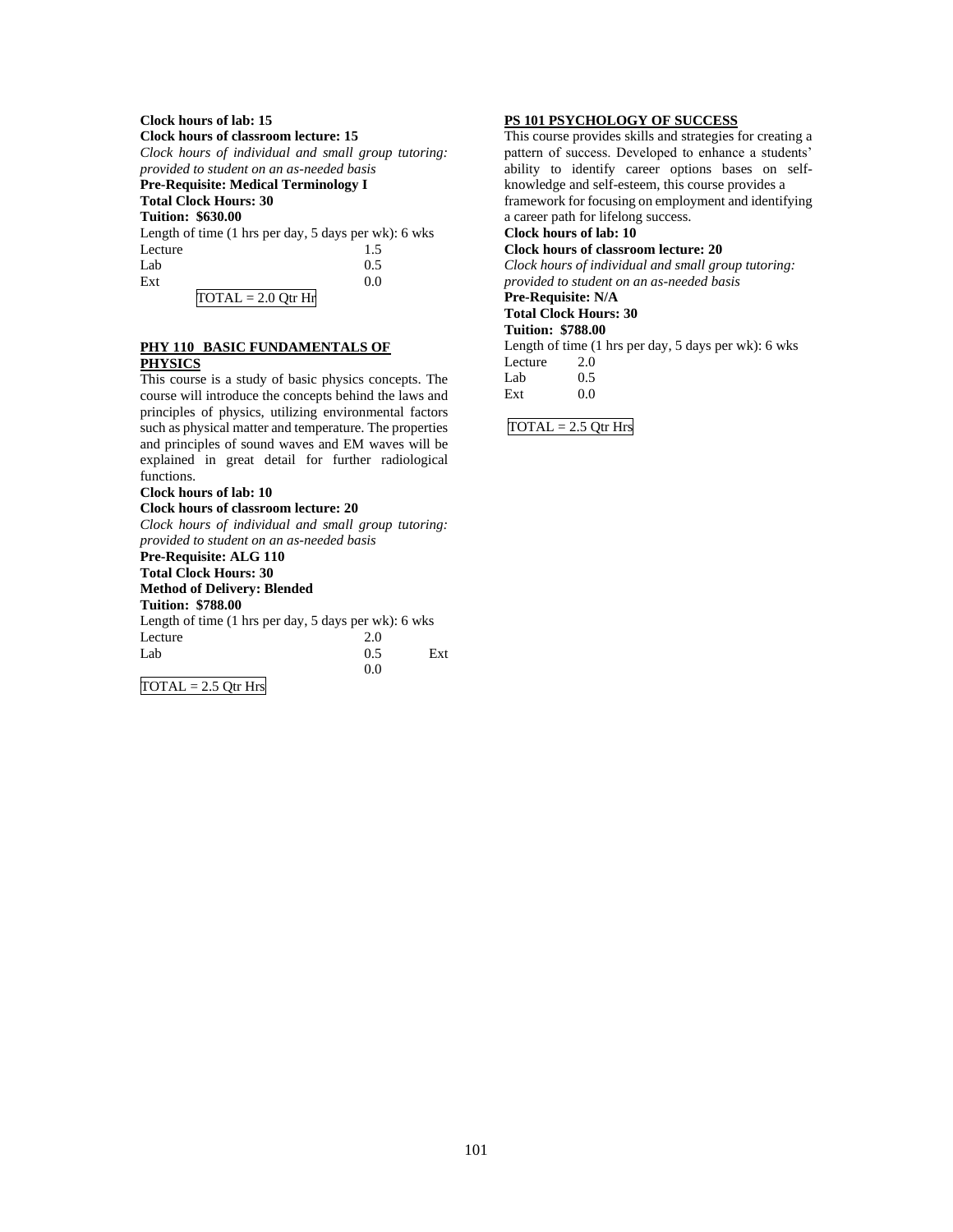**Clock hours of lab: 15**
**Clock hours of classroom lecture: 15**
*Clock hours of individual and small group tutoring: provided to student on an as-needed basis*
**Pre-Requisite: Medical Terminology I**
**Total Clock Hours: 30**
**Tuition: $630.00**

Length of time (1 hrs per day, 5 days per wk): 6 wks

| | |
|---|---|
| Lecture | 1.5 |
| Lab | 0.5 |
| Ext | 0.0 |

TOTAL = 2.0 Qtr Hr

## PHY 110 BASIC FUNDAMENTALS OF PHYSICS

This course is a study of basic physics concepts. The course will introduce the concepts behind the laws and principles of physics, utilizing environmental factors such as physical matter and temperature. The properties and principles of sound waves and EM waves will be explained in great detail for further radiological functions.

**Clock hours of lab: 10**
**Clock hours of classroom lecture: 20**
*Clock hours of individual and small group tutoring: provided to student on an as-needed basis*
**Pre-Requisite: ALG 110**
**Total Clock Hours: 30**
**Method of Delivery: Blended**
**Tuition: $788.00**

Length of time (1 hrs per day, 5 days per wk): 6 wks

| | |
|---|---|
| Lecture | 2.0 |
| Lab | 0.5 |
| Ext | 0.0 |

TOTAL = 2.5 Qtr Hrs

## PS 101 PSYCHOLOGY OF SUCCESS

This course provides skills and strategies for creating a pattern of success. Developed to enhance a students' ability to identify career options bases on self-knowledge and self-esteem, this course provides a framework for focusing on employment and identifying a career path for lifelong success.

**Clock hours of lab: 10**
**Clock hours of classroom lecture: 20**
*Clock hours of individual and small group tutoring: provided to student on an as-needed basis*
**Pre-Requisite: N/A**
**Total Clock Hours: 30**
**Tuition: $788.00**

Length of time (1 hrs per day, 5 days per wk): 6 wks

| | |
|---|---|
| Lecture | 2.0 |
| Lab | 0.5 |
| Ext | 0.0 |

TOTAL = 2.5 Qtr Hrs